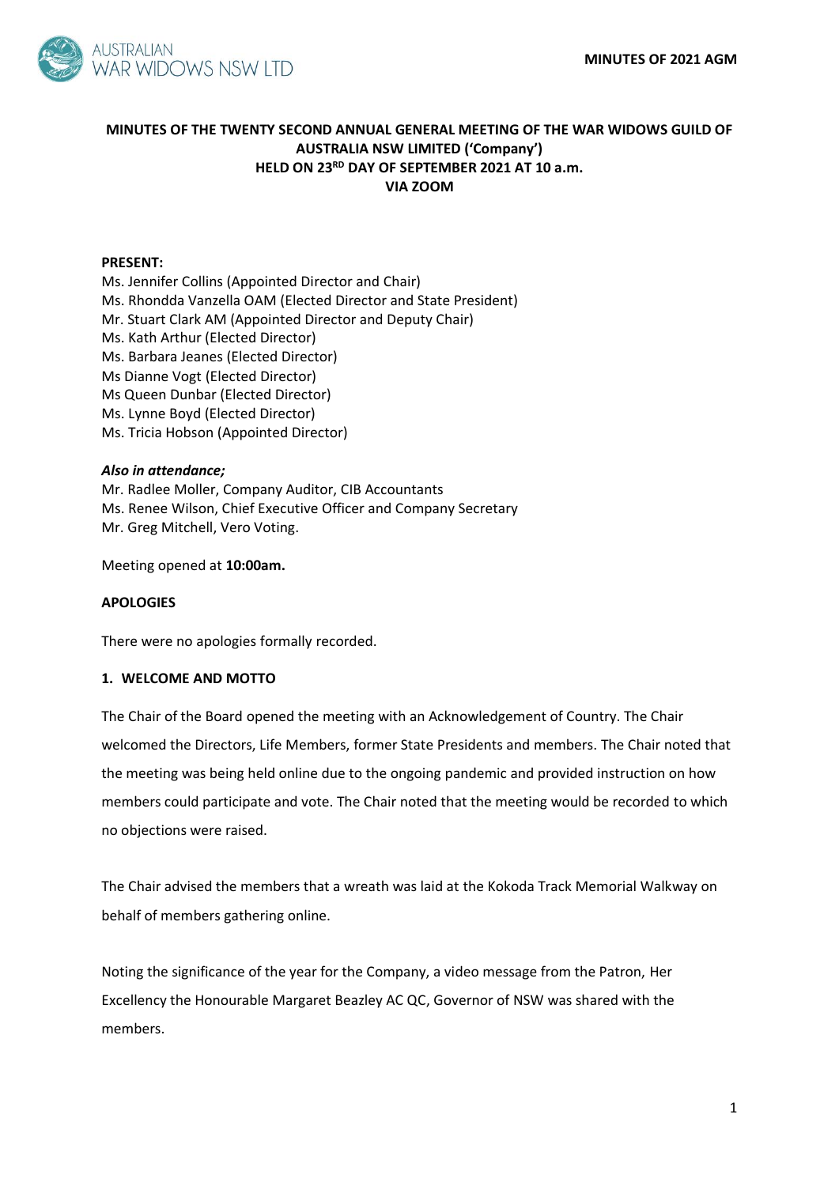# MINUTES OF THE TWENTY SECOND ANNUAL GENERAL MEETING OF THE WAR WIDOWS GUILD OF AUSTRALIA NSW LIMITED ('Company') HELD ON 23RD DAY OF SEPTEMBER 2021 AT 10 a.m. VIA ZOOM

**PRESENT:**

Ms. Jennifer Collins (Appointed Director and Chair)
Ms. Rhondda Vanzella OAM (Elected Director and State President)
Mr. Stuart Clark AM (Appointed Director and Deputy Chair)
Ms. Kath Arthur (Elected Director)
Ms. Barbara Jeanes (Elected Director)
Ms Dianne Vogt (Elected Director)
Ms Queen Dunbar (Elected Director)
Ms. Lynne Boyd (Elected Director)
Ms. Tricia Hobson (Appointed Director)

***Also in attendance;***

Mr. Radlee Moller, Company Auditor, CIB Accountants
Ms. Renee Wilson, Chief Executive Officer and Company Secretary
Mr. Greg Mitchell, Vero Voting.

Meeting opened at **10:00am.**

**APOLOGIES**

There were no apologies formally recorded.

**1. WELCOME AND MOTTO**

The Chair of the Board opened the meeting with an Acknowledgement of Country. The Chair welcomed the Directors, Life Members, former State Presidents and members. The Chair noted that the meeting was being held online due to the ongoing pandemic and provided instruction on how members could participate and vote. The Chair noted that the meeting would be recorded to which no objections were raised.

The Chair advised the members that a wreath was laid at the Kokoda Track Memorial Walkway on behalf of members gathering online.

Noting the significance of the year for the Company, a video message from the Patron, Her Excellency the Honourable Margaret Beazley AC QC, Governor of NSW was shared with the members.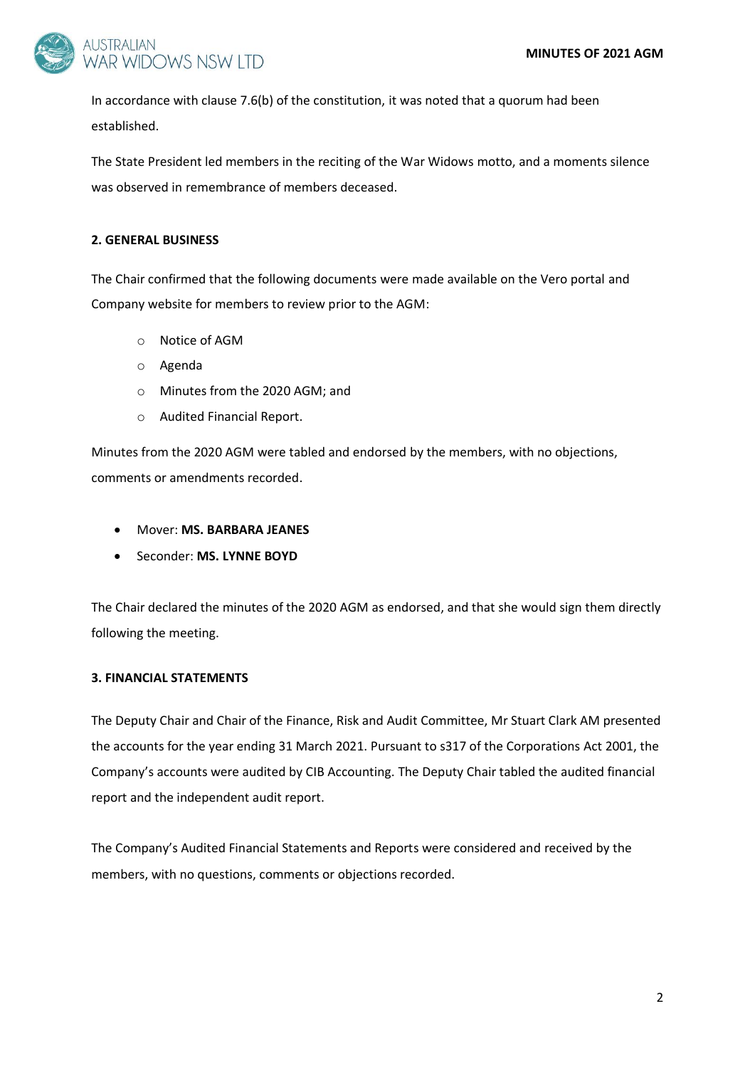In accordance with clause 7.6(b) of the constitution, it was noted that a quorum had been established.

The State President led members in the reciting of the War Widows motto, and a moments silence was observed in remembrance of members deceased.

### 2. GENERAL BUSINESS

The Chair confirmed that the following documents were made available on the Vero portal and Company website for members to review prior to the AGM:

- Notice of AGM
- Agenda
- Minutes from the 2020 AGM; and
- Audited Financial Report.

Minutes from the 2020 AGM were tabled and endorsed by the members, with no objections, comments or amendments recorded.

- Mover: **MS. BARBARA JEANES**
- Seconder: **MS. LYNNE BOYD**

The Chair declared the minutes of the 2020 AGM as endorsed, and that she would sign them directly following the meeting.

### 3. FINANCIAL STATEMENTS

The Deputy Chair and Chair of the Finance, Risk and Audit Committee, Mr Stuart Clark AM presented the accounts for the year ending 31 March 2021. Pursuant to s317 of the Corporations Act 2001, the Company's accounts were audited by CIB Accounting. The Deputy Chair tabled the audited financial report and the independent audit report.

The Company's Audited Financial Statements and Reports were considered and received by the members, with no questions, comments or objections recorded.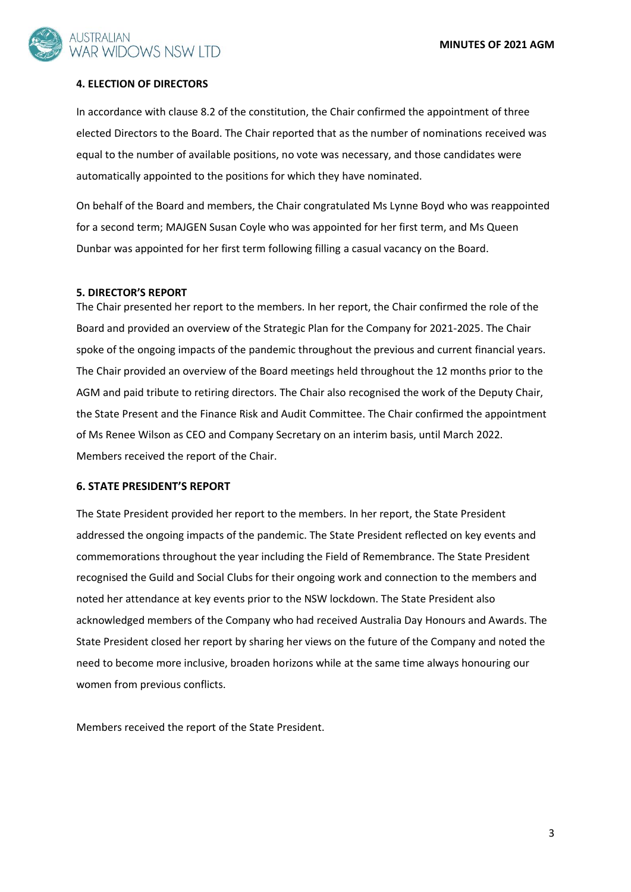## 4. ELECTION OF DIRECTORS

In accordance with clause 8.2 of the constitution, the Chair confirmed the appointment of three elected Directors to the Board. The Chair reported that as the number of nominations received was equal to the number of available positions, no vote was necessary, and those candidates were automatically appointed to the positions for which they have nominated.

On behalf of the Board and members, the Chair congratulated Ms Lynne Boyd who was reappointed for a second term; MAJGEN Susan Coyle who was appointed for her first term, and Ms Queen Dunbar was appointed for her first term following filling a casual vacancy on the Board.

## 5. DIRECTOR'S REPORT

The Chair presented her report to the members. In her report, the Chair confirmed the role of the Board and provided an overview of the Strategic Plan for the Company for 2021-2025. The Chair spoke of the ongoing impacts of the pandemic throughout the previous and current financial years. The Chair provided an overview of the Board meetings held throughout the 12 months prior to the AGM and paid tribute to retiring directors. The Chair also recognised the work of the Deputy Chair, the State Present and the Finance Risk and Audit Committee. The Chair confirmed the appointment of Ms Renee Wilson as CEO and Company Secretary on an interim basis, until March 2022. Members received the report of the Chair.

## 6. STATE PRESIDENT'S REPORT

The State President provided her report to the members. In her report, the State President addressed the ongoing impacts of the pandemic. The State President reflected on key events and commemorations throughout the year including the Field of Remembrance. The State President recognised the Guild and Social Clubs for their ongoing work and connection to the members and noted her attendance at key events prior to the NSW lockdown. The State President also acknowledged members of the Company who had received Australia Day Honours and Awards. The State President closed her report by sharing her views on the future of the Company and noted the need to become more inclusive, broaden horizons while at the same time always honouring our women from previous conflicts.

Members received the report of the State President.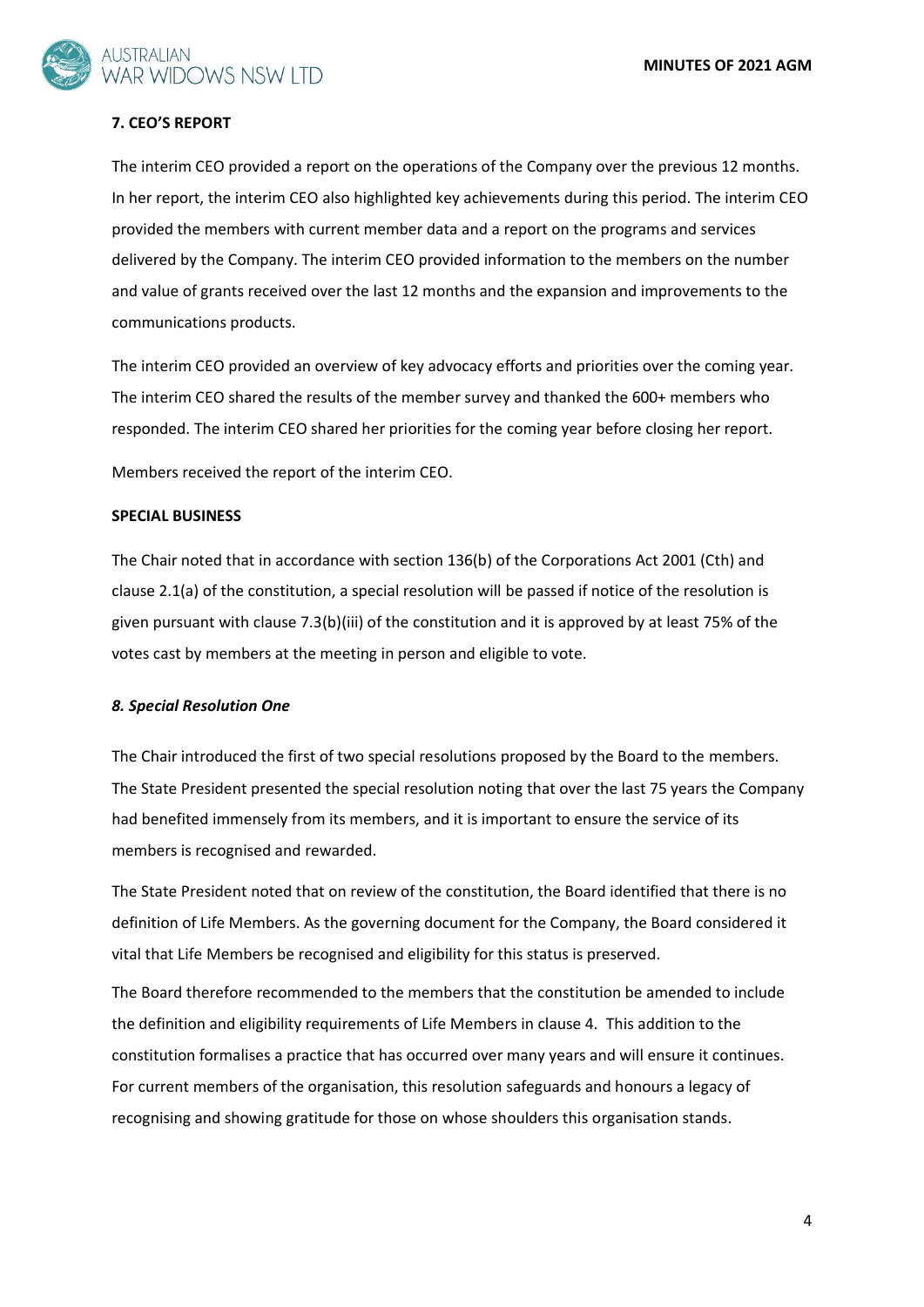**7. CEO'S REPORT**

The interim CEO provided a report on the operations of the Company over the previous 12 months. In her report, the interim CEO also highlighted key achievements during this period. The interim CEO provided the members with current member data and a report on the programs and services delivered by the Company. The interim CEO provided information to the members on the number and value of grants received over the last 12 months and the expansion and improvements to the communications products.

The interim CEO provided an overview of key advocacy efforts and priorities over the coming year. The interim CEO shared the results of the member survey and thanked the 600+ members who responded. The interim CEO shared her priorities for the coming year before closing her report.

Members received the report of the interim CEO.

**SPECIAL BUSINESS**

The Chair noted that in accordance with section 136(b) of the Corporations Act 2001 (Cth) and clause 2.1(a) of the constitution, a special resolution will be passed if notice of the resolution is given pursuant with clause 7.3(b)(iii) of the constitution and it is approved by at least 75% of the votes cast by members at the meeting in person and eligible to vote.

***8. Special Resolution One***

The Chair introduced the first of two special resolutions proposed by the Board to the members. The State President presented the special resolution noting that over the last 75 years the Company had benefited immensely from its members, and it is important to ensure the service of its members is recognised and rewarded.

The State President noted that on review of the constitution, the Board identified that there is no definition of Life Members. As the governing document for the Company, the Board considered it vital that Life Members be recognised and eligibility for this status is preserved.

The Board therefore recommended to the members that the constitution be amended to include the definition and eligibility requirements of Life Members in clause 4. This addition to the constitution formalises a practice that has occurred over many years and will ensure it continues. For current members of the organisation, this resolution safeguards and honours a legacy of recognising and showing gratitude for those on whose shoulders this organisation stands.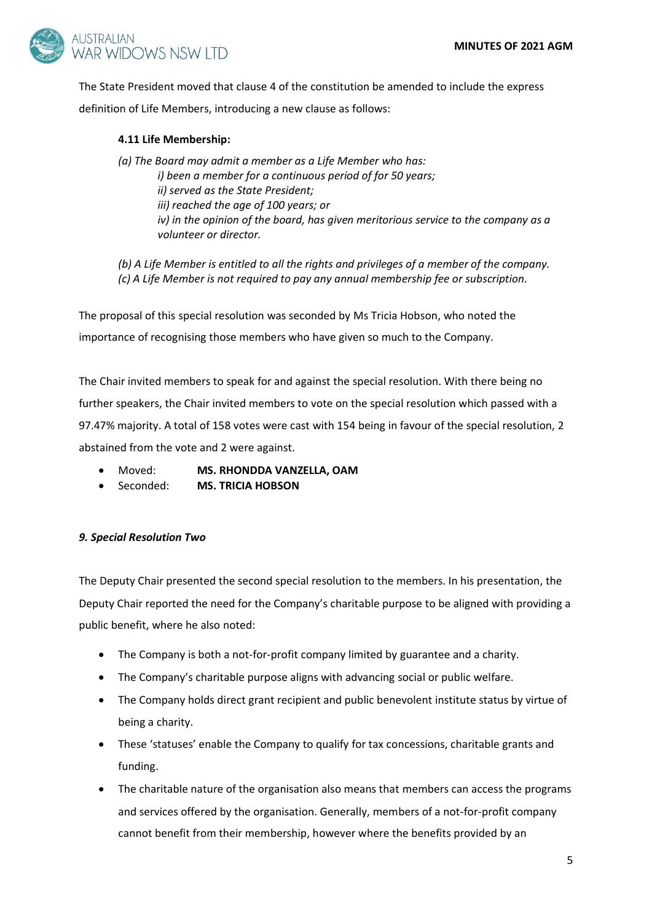The State President moved that clause 4 of the constitution be amended to include the express definition of Life Members, introducing a new clause as follows:

**4.11 Life Membership:**

*(a) The Board may admit a member as a Life Member who has:*
*i) been a member for a continuous period of for 50 years;*
*ii) served as the State President;*
*iii) reached the age of 100 years; or*
*iv) in the opinion of the board, has given meritorious service to the company as a volunteer or director.*

*(b) A Life Member is entitled to all the rights and privileges of a member of the company.*
*(c) A Life Member is not required to pay any annual membership fee or subscription.*

The proposal of this special resolution was seconded by Ms Tricia Hobson, who noted the importance of recognising those members who have given so much to the Company.

The Chair invited members to speak for and against the special resolution. With there being no further speakers, the Chair invited members to vote on the special resolution which passed with a 97.47% majority. A total of 158 votes were cast with 154 being in favour of the special resolution, 2 abstained from the vote and 2 were against.

- Moved: **MS. RHONDDA VANZELLA, OAM**
- Seconded: **MS. TRICIA HOBSON**

***9. Special Resolution Two***

The Deputy Chair presented the second special resolution to the members. In his presentation, the Deputy Chair reported the need for the Company's charitable purpose to be aligned with providing a public benefit, where he also noted:

- The Company is both a not-for-profit company limited by guarantee and a charity.
- The Company's charitable purpose aligns with advancing social or public welfare.
- The Company holds direct grant recipient and public benevolent institute status by virtue of being a charity.
- These 'statuses' enable the Company to qualify for tax concessions, charitable grants and funding.
- The charitable nature of the organisation also means that members can access the programs and services offered by the organisation. Generally, members of a not-for-profit company cannot benefit from their membership, however where the benefits provided by an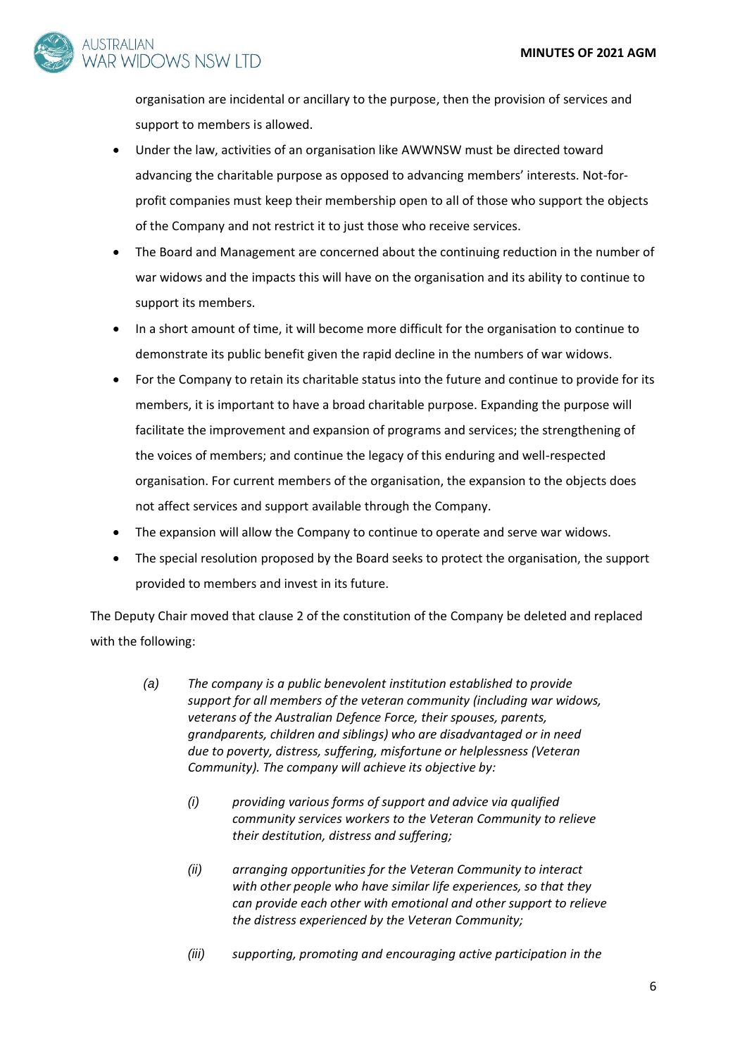organisation are incidental or ancillary to the purpose, then the provision of services and support to members is allowed.

- Under the law, activities of an organisation like AWWNSW must be directed toward advancing the charitable purpose as opposed to advancing members' interests. Not-for-profit companies must keep their membership open to all of those who support the objects of the Company and not restrict it to just those who receive services.
- The Board and Management are concerned about the continuing reduction in the number of war widows and the impacts this will have on the organisation and its ability to continue to support its members.
- In a short amount of time, it will become more difficult for the organisation to continue to demonstrate its public benefit given the rapid decline in the numbers of war widows.
- For the Company to retain its charitable status into the future and continue to provide for its members, it is important to have a broad charitable purpose. Expanding the purpose will facilitate the improvement and expansion of programs and services; the strengthening of the voices of members; and continue the legacy of this enduring and well-respected organisation. For current members of the organisation, the expansion to the objects does not affect services and support available through the Company.
- The expansion will allow the Company to continue to operate and serve war widows.
- The special resolution proposed by the Board seeks to protect the organisation, the support provided to members and invest in its future.

The Deputy Chair moved that clause 2 of the constitution of the Company be deleted and replaced with the following:

*(a)* *The company is a public benevolent institution established to provide support for all members of the veteran community (including war widows, veterans of the Australian Defence Force, their spouses, parents, grandparents, children and siblings) who are disadvantaged or in need due to poverty, distress, suffering, misfortune or helplessness (Veteran Community). The company will achieve its objective by:*

*(i)* *providing various forms of support and advice via qualified community services workers to the Veteran Community to relieve their destitution, distress and suffering;*

*(ii)* *arranging opportunities for the Veteran Community to interact with other people who have similar life experiences, so that they can provide each other with emotional and other support to relieve the distress experienced by the Veteran Community;*

*(iii)* *supporting, promoting and encouraging active participation in the*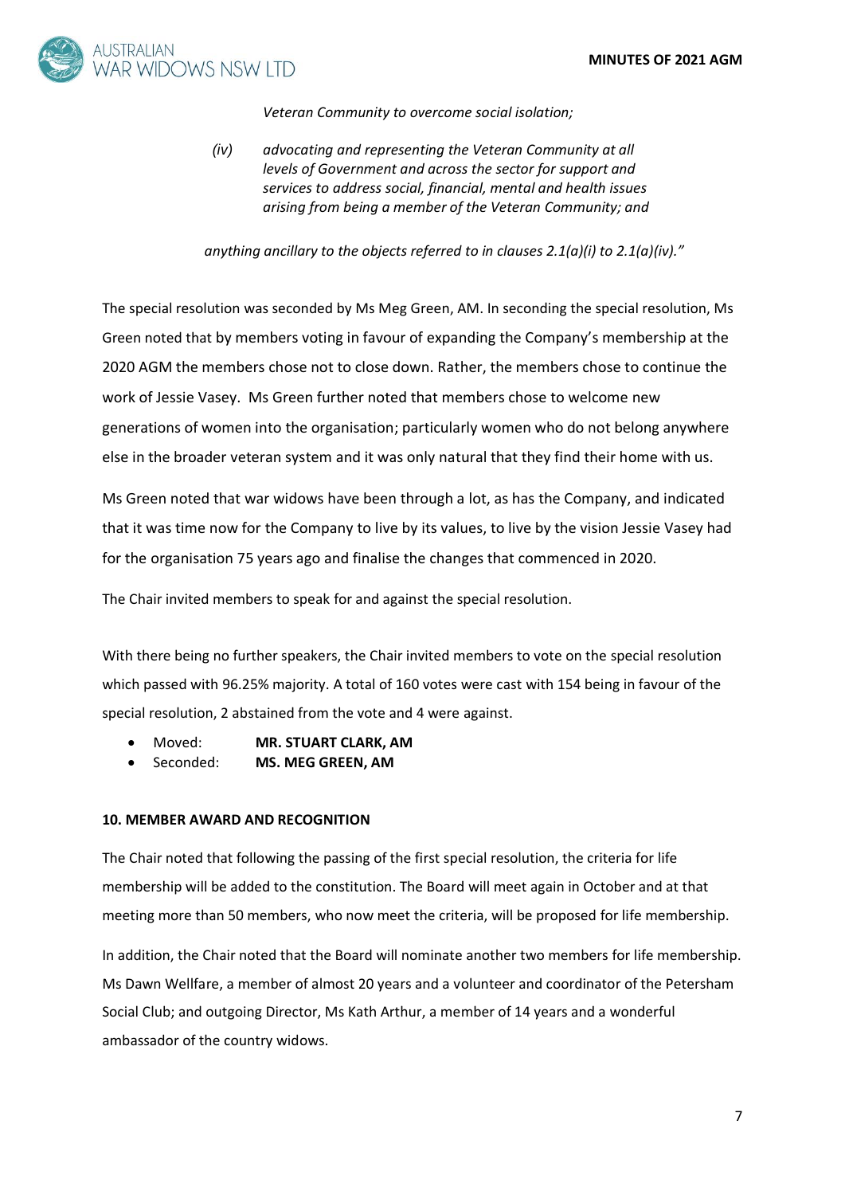*Veteran Community to overcome social isolation;*

*(iv) advocating and representing the Veteran Community at all levels of Government and across the sector for support and services to address social, financial, mental and health issues arising from being a member of the Veteran Community; and*

*anything ancillary to the objects referred to in clauses 2.1(a)(i) to 2.1(a)(iv)."*

The special resolution was seconded by Ms Meg Green, AM. In seconding the special resolution, Ms Green noted that by members voting in favour of expanding the Company's membership at the 2020 AGM the members chose not to close down. Rather, the members chose to continue the work of Jessie Vasey. Ms Green further noted that members chose to welcome new generations of women into the organisation; particularly women who do not belong anywhere else in the broader veteran system and it was only natural that they find their home with us.

Ms Green noted that war widows have been through a lot, as has the Company, and indicated that it was time now for the Company to live by its values, to live by the vision Jessie Vasey had for the organisation 75 years ago and finalise the changes that commenced in 2020.

The Chair invited members to speak for and against the special resolution.

With there being no further speakers, the Chair invited members to vote on the special resolution which passed with 96.25% majority. A total of 160 votes were cast with 154 being in favour of the special resolution, 2 abstained from the vote and 4 were against.

- Moved: **MR. STUART CLARK, AM**
- Seconded: **MS. MEG GREEN, AM**

**10. MEMBER AWARD AND RECOGNITION**

The Chair noted that following the passing of the first special resolution, the criteria for life membership will be added to the constitution. The Board will meet again in October and at that meeting more than 50 members, who now meet the criteria, will be proposed for life membership.

In addition, the Chair noted that the Board will nominate another two members for life membership. Ms Dawn Wellfare, a member of almost 20 years and a volunteer and coordinator of the Petersham Social Club; and outgoing Director, Ms Kath Arthur, a member of 14 years and a wonderful ambassador of the country widows.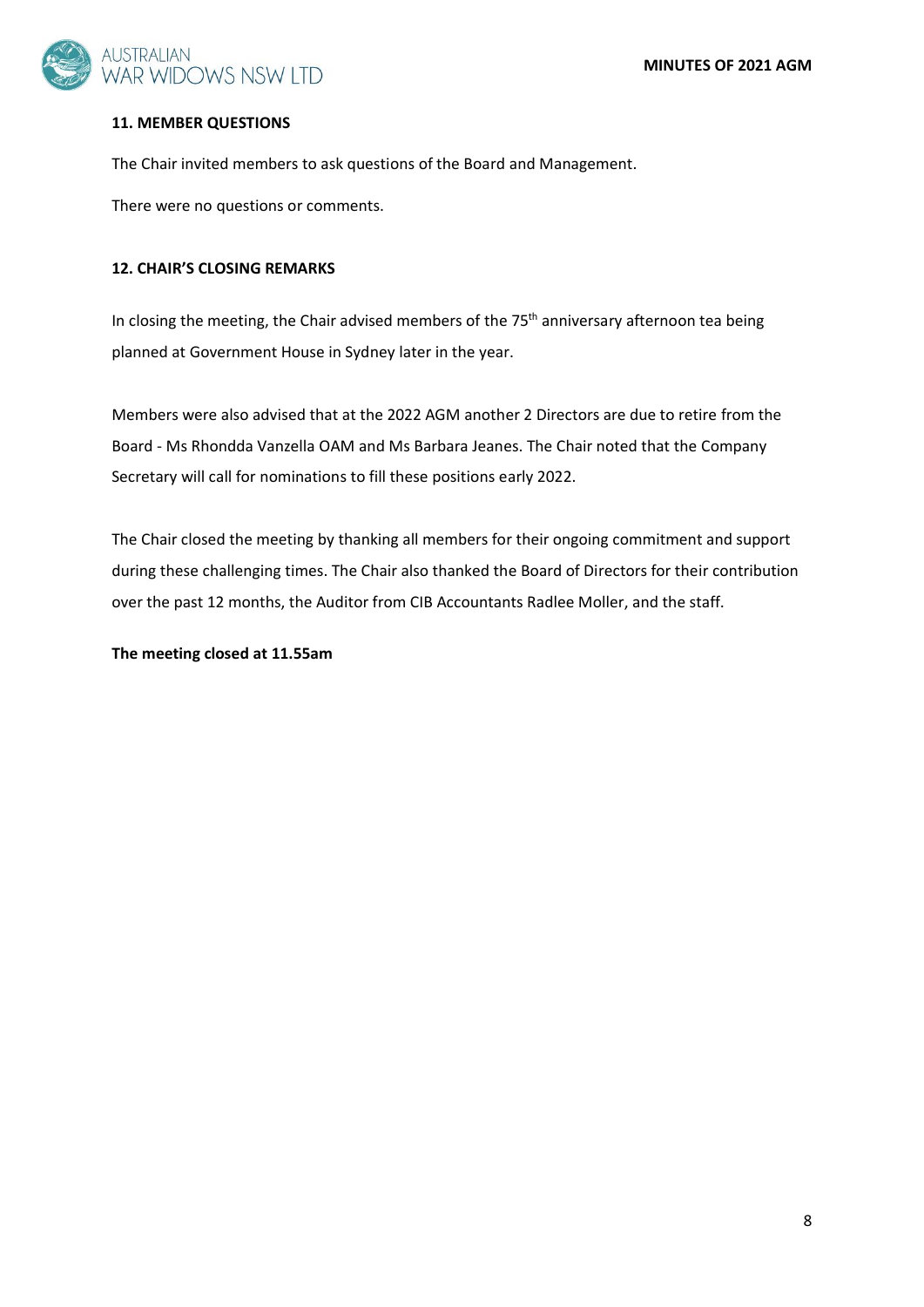### 11. MEMBER QUESTIONS

The Chair invited members to ask questions of the Board and Management.

There were no questions or comments.

### 12. CHAIR'S CLOSING REMARKS

In closing the meeting, the Chair advised members of the 75th anniversary afternoon tea being planned at Government House in Sydney later in the year.

Members were also advised that at the 2022 AGM another 2 Directors are due to retire from the Board - Ms Rhondda Vanzella OAM and Ms Barbara Jeanes. The Chair noted that the Company Secretary will call for nominations to fill these positions early 2022.

The Chair closed the meeting by thanking all members for their ongoing commitment and support during these challenging times. The Chair also thanked the Board of Directors for their contribution over the past 12 months, the Auditor from CIB Accountants Radlee Moller, and the staff.

**The meeting closed at 11.55am**